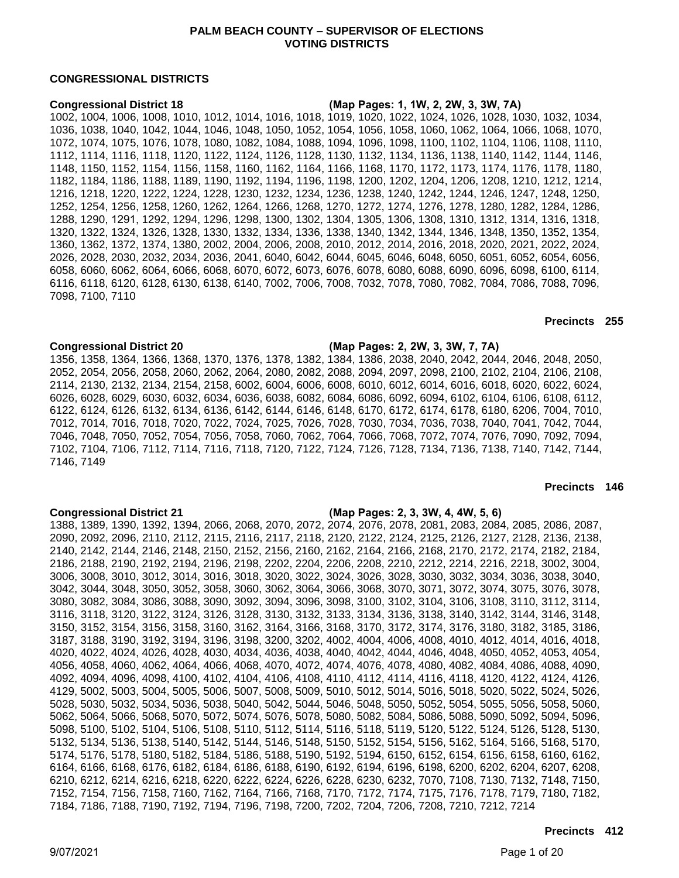**PALM BEACH COUNTY – SUPERVISOR OF ELECTIONS**
**VOTING DISTRICTS**

## CONGRESSIONAL DISTRICTS

### Congressional District 18 (Map Pages: 1, 1W, 2, 2W, 3, 3W, 7A)

1002, 1004, 1006, 1008, 1010, 1012, 1014, 1016, 1018, 1019, 1020, 1022, 1024, 1026, 1028, 1030, 1032, 1034, 1036, 1038, 1040, 1042, 1044, 1046, 1048, 1050, 1052, 1054, 1056, 1058, 1060, 1062, 1064, 1066, 1068, 1070, 1072, 1074, 1075, 1076, 1078, 1080, 1082, 1084, 1088, 1094, 1096, 1098, 1100, 1102, 1104, 1106, 1108, 1110, 1112, 1114, 1116, 1118, 1120, 1122, 1124, 1126, 1128, 1130, 1132, 1134, 1136, 1138, 1140, 1142, 1144, 1146, 1148, 1150, 1152, 1154, 1156, 1158, 1160, 1162, 1164, 1166, 1168, 1170, 1172, 1173, 1174, 1176, 1178, 1180, 1182, 1184, 1186, 1188, 1189, 1190, 1192, 1194, 1196, 1198, 1200, 1202, 1204, 1206, 1208, 1210, 1212, 1214, 1216, 1218, 1220, 1222, 1224, 1228, 1230, 1232, 1234, 1236, 1238, 1240, 1242, 1244, 1246, 1247, 1248, 1250, 1252, 1254, 1256, 1258, 1260, 1262, 1264, 1266, 1268, 1270, 1272, 1274, 1276, 1278, 1280, 1282, 1284, 1286, 1288, 1290, 1291, 1292, 1294, 1296, 1298, 1300, 1302, 1304, 1305, 1306, 1308, 1310, 1312, 1314, 1316, 1318, 1320, 1322, 1324, 1326, 1328, 1330, 1332, 1334, 1336, 1338, 1340, 1342, 1344, 1346, 1348, 1350, 1352, 1354, 1360, 1362, 1372, 1374, 1380, 2002, 2004, 2006, 2008, 2010, 2012, 2014, 2016, 2018, 2020, 2021, 2022, 2024, 2026, 2028, 2030, 2032, 2034, 2036, 2041, 6040, 6042, 6044, 6045, 6046, 6048, 6050, 6051, 6052, 6054, 6056, 6058, 6060, 6062, 6064, 6066, 6068, 6070, 6072, 6073, 6076, 6078, 6080, 6088, 6090, 6096, 6098, 6100, 6114, 6116, 6118, 6120, 6128, 6130, 6138, 6140, 7002, 7006, 7008, 7032, 7078, 7080, 7082, 7084, 7086, 7088, 7096, 7098, 7100, 7110

**Precincts 255**

### Congressional District 20 (Map Pages: 2, 2W, 3, 3W, 7, 7A)

1356, 1358, 1364, 1366, 1368, 1370, 1376, 1378, 1382, 1384, 1386, 2038, 2040, 2042, 2044, 2046, 2048, 2050, 2052, 2054, 2056, 2058, 2060, 2062, 2064, 2080, 2082, 2088, 2094, 2097, 2098, 2100, 2102, 2104, 2106, 2108, 2114, 2130, 2132, 2134, 2154, 2158, 6002, 6004, 6006, 6008, 6010, 6012, 6014, 6016, 6018, 6020, 6022, 6024, 6026, 6028, 6029, 6030, 6032, 6034, 6036, 6038, 6082, 6084, 6086, 6092, 6094, 6102, 6104, 6106, 6108, 6112, 6122, 6124, 6126, 6132, 6134, 6136, 6142, 6144, 6146, 6148, 6170, 6172, 6174, 6178, 6180, 6206, 7004, 7010, 7012, 7014, 7016, 7018, 7020, 7022, 7024, 7025, 7026, 7028, 7030, 7034, 7036, 7038, 7040, 7041, 7042, 7044, 7046, 7048, 7050, 7052, 7054, 7056, 7058, 7060, 7062, 7064, 7066, 7068, 7072, 7074, 7076, 7090, 7092, 7094, 7102, 7104, 7106, 7112, 7114, 7116, 7118, 7120, 7122, 7124, 7126, 7128, 7134, 7136, 7138, 7140, 7142, 7144, 7146, 7149

**Precincts 146**

### Congressional District 21 (Map Pages: 2, 3, 3W, 4, 4W, 5, 6)

1388, 1389, 1390, 1392, 1394, 2066, 2068, 2070, 2072, 2074, 2076, 2078, 2081, 2083, 2084, 2085, 2086, 2087, 2090, 2092, 2096, 2110, 2112, 2115, 2116, 2117, 2118, 2120, 2122, 2124, 2125, 2126, 2127, 2128, 2136, 2138, 2140, 2142, 2144, 2146, 2148, 2150, 2152, 2156, 2160, 2162, 2164, 2166, 2168, 2170, 2172, 2174, 2182, 2184, 2186, 2188, 2190, 2192, 2194, 2196, 2198, 2202, 2204, 2206, 2208, 2210, 2212, 2214, 2216, 2218, 3002, 3004, 3006, 3008, 3010, 3012, 3014, 3016, 3018, 3020, 3022, 3024, 3026, 3028, 3030, 3032, 3034, 3036, 3038, 3040, 3042, 3044, 3048, 3050, 3052, 3058, 3060, 3062, 3064, 3066, 3068, 3070, 3071, 3072, 3074, 3075, 3076, 3078, 3080, 3082, 3084, 3086, 3088, 3090, 3092, 3094, 3096, 3098, 3100, 3102, 3104, 3106, 3108, 3110, 3112, 3114, 3116, 3118, 3120, 3122, 3124, 3126, 3128, 3130, 3132, 3133, 3134, 3136, 3138, 3140, 3142, 3144, 3146, 3148, 3150, 3152, 3154, 3156, 3158, 3160, 3162, 3164, 3166, 3168, 3170, 3172, 3174, 3176, 3180, 3182, 3185, 3186, 3187, 3188, 3190, 3192, 3194, 3196, 3198, 3200, 3202, 4002, 4004, 4006, 4008, 4010, 4012, 4014, 4016, 4018, 4020, 4022, 4024, 4026, 4028, 4030, 4034, 4036, 4038, 4040, 4042, 4044, 4046, 4048, 4050, 4052, 4053, 4054, 4056, 4058, 4060, 4062, 4064, 4066, 4068, 4070, 4072, 4074, 4076, 4078, 4080, 4082, 4084, 4086, 4088, 4090, 4092, 4094, 4096, 4098, 4100, 4102, 4104, 4106, 4108, 4110, 4112, 4114, 4116, 4118, 4120, 4122, 4124, 4126, 4129, 5002, 5003, 5004, 5005, 5006, 5007, 5008, 5009, 5010, 5012, 5014, 5016, 5018, 5020, 5022, 5024, 5026, 5028, 5030, 5032, 5034, 5036, 5038, 5040, 5042, 5044, 5046, 5048, 5050, 5052, 5054, 5055, 5056, 5058, 5060, 5062, 5064, 5066, 5068, 5070, 5072, 5074, 5076, 5078, 5080, 5082, 5084, 5086, 5088, 5090, 5092, 5094, 5096, 5098, 5100, 5102, 5104, 5106, 5108, 5110, 5112, 5114, 5116, 5118, 5119, 5120, 5122, 5124, 5126, 5128, 5130, 5132, 5134, 5136, 5138, 5140, 5142, 5144, 5146, 5148, 5150, 5152, 5154, 5156, 5162, 5164, 5166, 5168, 5170, 5174, 5176, 5178, 5180, 5182, 5184, 5186, 5188, 5190, 5192, 5194, 6150, 6152, 6154, 6156, 6158, 6160, 6162, 6164, 6166, 6168, 6176, 6182, 6184, 6186, 6188, 6190, 6192, 6194, 6196, 6198, 6200, 6202, 6204, 6207, 6208, 6210, 6212, 6214, 6216, 6218, 6220, 6222, 6224, 6226, 6228, 6230, 6232, 7070, 7108, 7130, 7132, 7148, 7150, 7152, 7154, 7156, 7158, 7160, 7162, 7164, 7166, 7168, 7170, 7172, 7174, 7175, 7176, 7178, 7179, 7180, 7182, 7184, 7186, 7188, 7190, 7192, 7194, 7196, 7198, 7200, 7202, 7204, 7206, 7208, 7210, 7212, 7214

**Precincts 412**

9/07/2021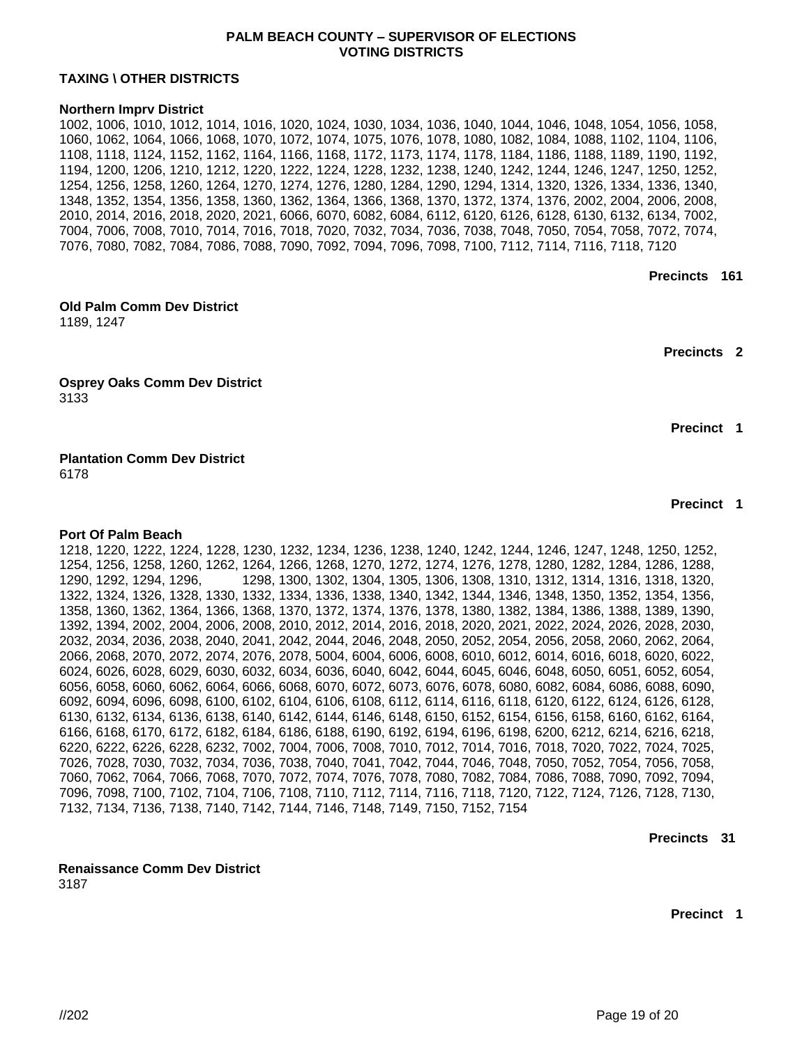# PALM BEACH COUNTY – SUPERVISOR OF ELECTIONS
# VOTING DISTRICTS

## TAXING \ OTHER DISTRICTS

**Northern Imprv District**

1002, 1006, 1010, 1012, 1014, 1016, 1020, 1024, 1030, 1034, 1036, 1040, 1044, 1046, 1048, 1054, 1056, 1058, 1060, 1062, 1064, 1066, 1068, 1070, 1072, 1074, 1075, 1076, 1078, 1080, 1082, 1084, 1088, 1102, 1104, 1106, 1108, 1118, 1124, 1152, 1162, 1164, 1166, 1168, 1172, 1173, 1174, 1178, 1184, 1186, 1188, 1189, 1190, 1192, 1194, 1200, 1206, 1210, 1212, 1220, 1222, 1224, 1228, 1232, 1238, 1240, 1242, 1244, 1246, 1247, 1250, 1252, 1254, 1256, 1258, 1260, 1264, 1270, 1274, 1276, 1280, 1284, 1290, 1294, 1314, 1320, 1326, 1334, 1336, 1340, 1348, 1352, 1354, 1356, 1358, 1360, 1362, 1364, 1366, 1368, 1370, 1372, 1374, 1376, 2002, 2004, 2006, 2008, 2010, 2014, 2016, 2018, 2020, 2021, 6066, 6070, 6082, 6084, 6112, 6120, 6126, 6128, 6130, 6132, 6134, 7002, 7004, 7006, 7008, 7010, 7014, 7016, 7018, 7020, 7032, 7034, 7036, 7038, 7048, 7050, 7054, 7058, 7072, 7074, 7076, 7080, 7082, 7084, 7086, 7088, 7090, 7092, 7094, 7096, 7098, 7100, 7112, 7114, 7116, 7118, 7120

**Precincts 161**

**Old Palm Comm Dev District**

1189, 1247

**Precincts 2**

**Osprey Oaks Comm Dev District**

3133

**Precinct 1**

**Plantation Comm Dev District**

6178

**Precinct 1**

**Port Of Palm Beach**

1218, 1220, 1222, 1224, 1228, 1230, 1232, 1234, 1236, 1238, 1240, 1242, 1244, 1246, 1247, 1248, 1250, 1252, 1254, 1256, 1258, 1260, 1262, 1264, 1266, 1268, 1270, 1272, 1274, 1276, 1278, 1280, 1282, 1284, 1286, 1288, 1290, 1292, 1294, 1296, 1298, 1300, 1302, 1304, 1305, 1306, 1308, 1310, 1312, 1314, 1316, 1318, 1320, 1322, 1324, 1326, 1328, 1330, 1332, 1334, 1336, 1338, 1340, 1342, 1344, 1346, 1348, 1350, 1352, 1354, 1356, 1358, 1360, 1362, 1364, 1366, 1368, 1370, 1372, 1374, 1376, 1378, 1380, 1382, 1384, 1386, 1388, 1389, 1390, 1392, 1394, 2002, 2004, 2006, 2008, 2010, 2012, 2014, 2016, 2018, 2020, 2021, 2022, 2024, 2026, 2028, 2030, 2032, 2034, 2036, 2038, 2040, 2041, 2042, 2044, 2046, 2048, 2050, 2052, 2054, 2056, 2058, 2060, 2062, 2064, 2066, 2068, 2070, 2072, 2074, 2076, 2078, 5004, 6004, 6006, 6008, 6010, 6012, 6014, 6016, 6018, 6020, 6022, 6024, 6026, 6028, 6029, 6030, 6032, 6034, 6036, 6040, 6042, 6044, 6045, 6046, 6048, 6050, 6051, 6052, 6054, 6056, 6058, 6060, 6062, 6064, 6066, 6068, 6070, 6072, 6073, 6076, 6078, 6080, 6082, 6084, 6086, 6088, 6090, 6092, 6094, 6096, 6098, 6100, 6102, 6104, 6106, 6108, 6112, 6114, 6116, 6118, 6120, 6122, 6124, 6126, 6128, 6130, 6132, 6134, 6136, 6138, 6140, 6142, 6144, 6146, 6148, 6150, 6152, 6154, 6156, 6158, 6160, 6162, 6164, 6166, 6168, 6170, 6172, 6182, 6184, 6186, 6188, 6190, 6192, 6194, 6196, 6198, 6200, 6212, 6214, 6216, 6218, 6220, 6222, 6226, 6228, 6232, 7002, 7004, 7006, 7008, 7010, 7012, 7014, 7016, 7018, 7020, 7022, 7024, 7025, 7026, 7028, 7030, 7032, 7034, 7036, 7038, 7040, 7041, 7042, 7044, 7046, 7048, 7050, 7052, 7054, 7056, 7058, 7060, 7062, 7064, 7066, 7068, 7070, 7072, 7074, 7076, 7078, 7080, 7082, 7084, 7086, 7088, 7090, 7092, 7094, 7096, 7098, 7100, 7102, 7104, 7106, 7108, 7110, 7112, 7114, 7116, 7118, 7120, 7122, 7124, 7126, 7128, 7130, 7132, 7134, 7136, 7138, 7140, 7142, 7144, 7146, 7148, 7149, 7150, 7152, 7154

**Precincts 31**

**Renaissance Comm Dev District**

3187

**Precinct 1**

//202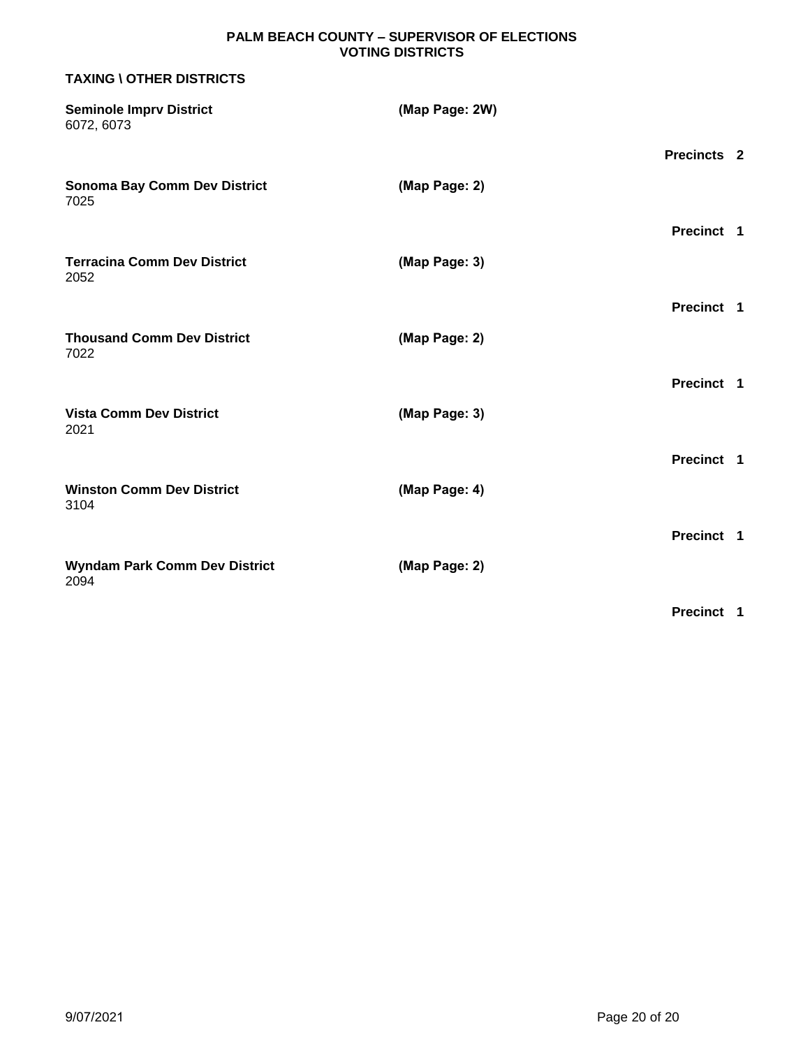**PALM BEACH COUNTY – SUPERVISOR OF ELECTIONS**
**VOTING DISTRICTS**

**TAXING \ OTHER DISTRICTS**

**Seminole Imprv District** **(Map Page: 2W)**
6072, 6073

**Precincts 2**

**Sonoma Bay Comm Dev District** **(Map Page: 2)**
7025

**Precinct 1**

**Terracina Comm Dev District** **(Map Page: 3)**
2052

**Precinct 1**

**Thousand Comm Dev District** **(Map Page: 2)**
7022

**Precinct 1**

**Vista Comm Dev District** **(Map Page: 3)**
2021

**Precinct 1**

**Winston Comm Dev District** **(Map Page: 4)**
3104

**Precinct 1**

**Wyndam Park Comm Dev District** **(Map Page: 2)**
2094

**Precinct 1**

9/07/2021